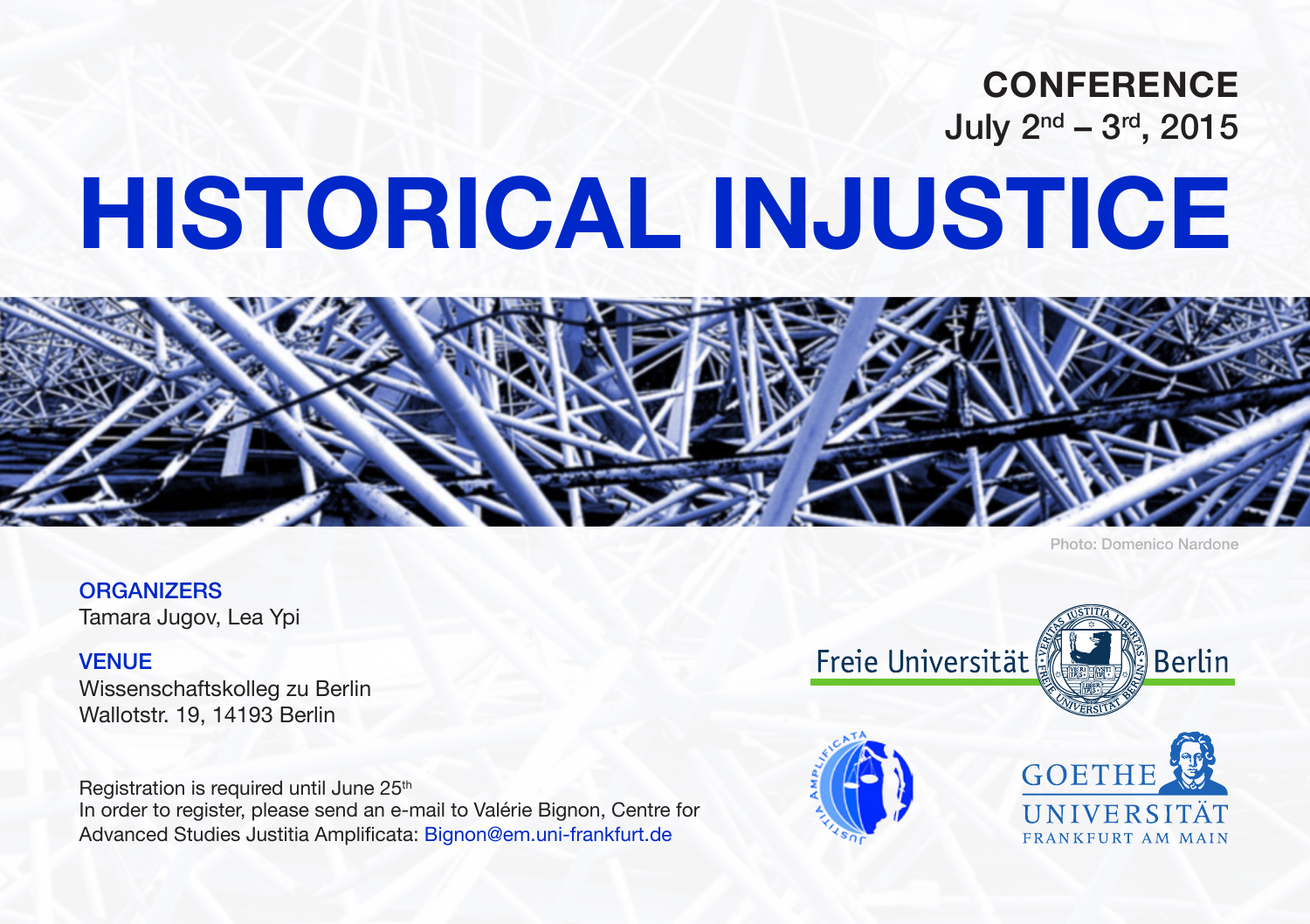**CONFERENCE**
July 2nd – 3rd, 2015

# HISTORICAL INJUSTICE

Photo: Domenico Nardone

**ORGANIZERS**
Tamara Jugov, Lea Ypi

**VENUE**
Wissenschaftskolleg zu Berlin
Wallotstr. 19, 14193 Berlin

Registration is required until June 25th
In order to register, please send an e-mail to Valérie Bignon, Centre for Advanced Studies Justitia Amplificata: Bignon@em.uni-frankfurt.de

Freie Universität Berlin

Justitia Amplificata

Goethe Universität Frankfurt am Main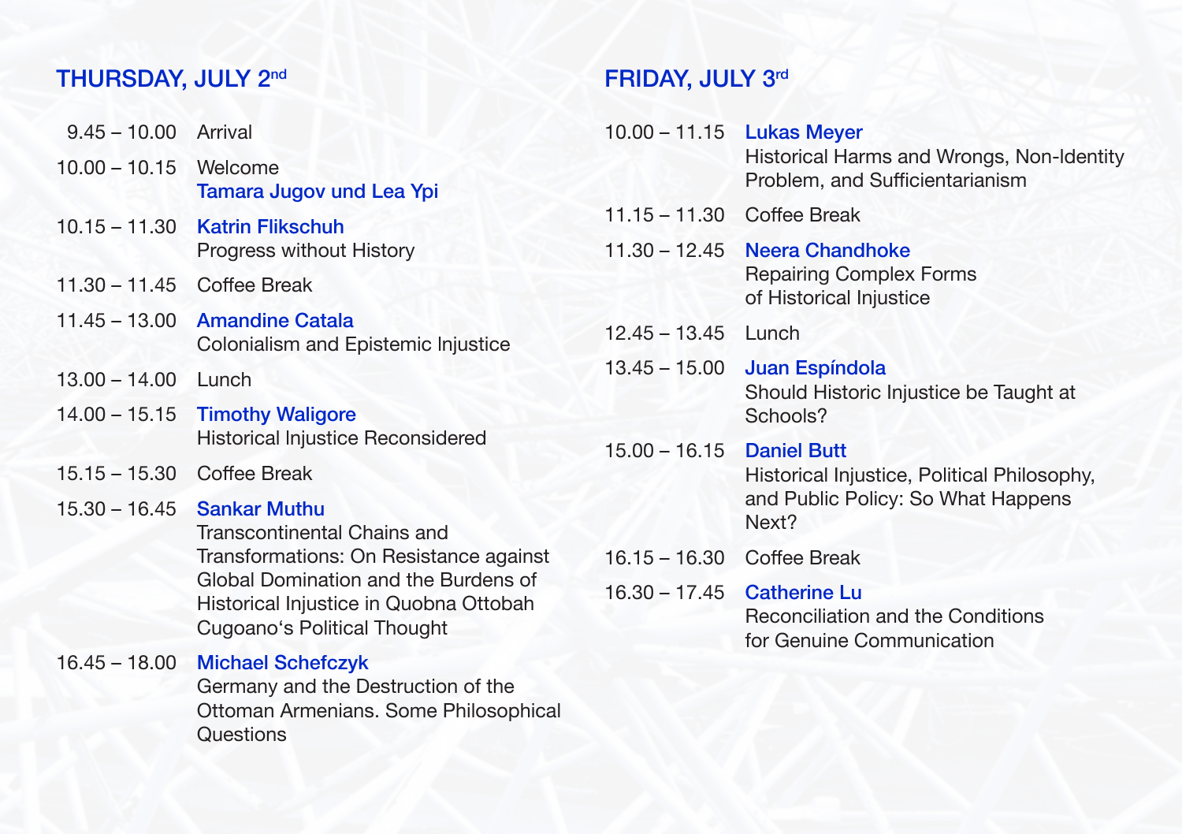## THURSDAY, JULY 2nd

| | |
|---|---|
| 9.45 – 10.00 | Arrival |
| 10.00 – 10.15 | Welcome<br>Tamara Jugov und Lea Ypi |
| 10.15 – 11.30 | Katrin Flikschuh<br>Progress without History |
| 11.30 – 11.45 | Coffee Break |
| 11.45 – 13.00 | Amandine Catala<br>Colonialism and Epistemic Injustice |
| 13.00 – 14.00 | Lunch |
| 14.00 – 15.15 | Timothy Waligore<br>Historical Injustice Reconsidered |
| 15.15 – 15.30 | Coffee Break |
| 15.30 – 16.45 | Sankar Muthu<br>Transcontinental Chains and Transformations: On Resistance against Global Domination and the Burdens of Historical Injustice in Quobna Ottobah Cugoano's Political Thought |
| 16.45 – 18.00 | Michael Schefczyk<br>Germany and the Destruction of the Ottoman Armenians. Some Philosophical Questions |

## FRIDAY, JULY 3rd

| | |
|---|---|
| 10.00 – 11.15 | Lukas Meyer<br>Historical Harms and Wrongs, Non-Identity Problem, and Sufficientarianism |
| 11.15 – 11.30 | Coffee Break |
| 11.30 – 12.45 | Neera Chandhoke<br>Repairing Complex Forms of Historical Injustice |
| 12.45 – 13.45 | Lunch |
| 13.45 – 15.00 | Juan Espíndola<br>Should Historic Injustice be Taught at Schools? |
| 15.00 – 16.15 | Daniel Butt<br>Historical Injustice, Political Philosophy, and Public Policy: So What Happens Next? |
| 16.15 – 16.30 | Coffee Break |
| 16.30 – 17.45 | Catherine Lu<br>Reconciliation and the Conditions for Genuine Communication |